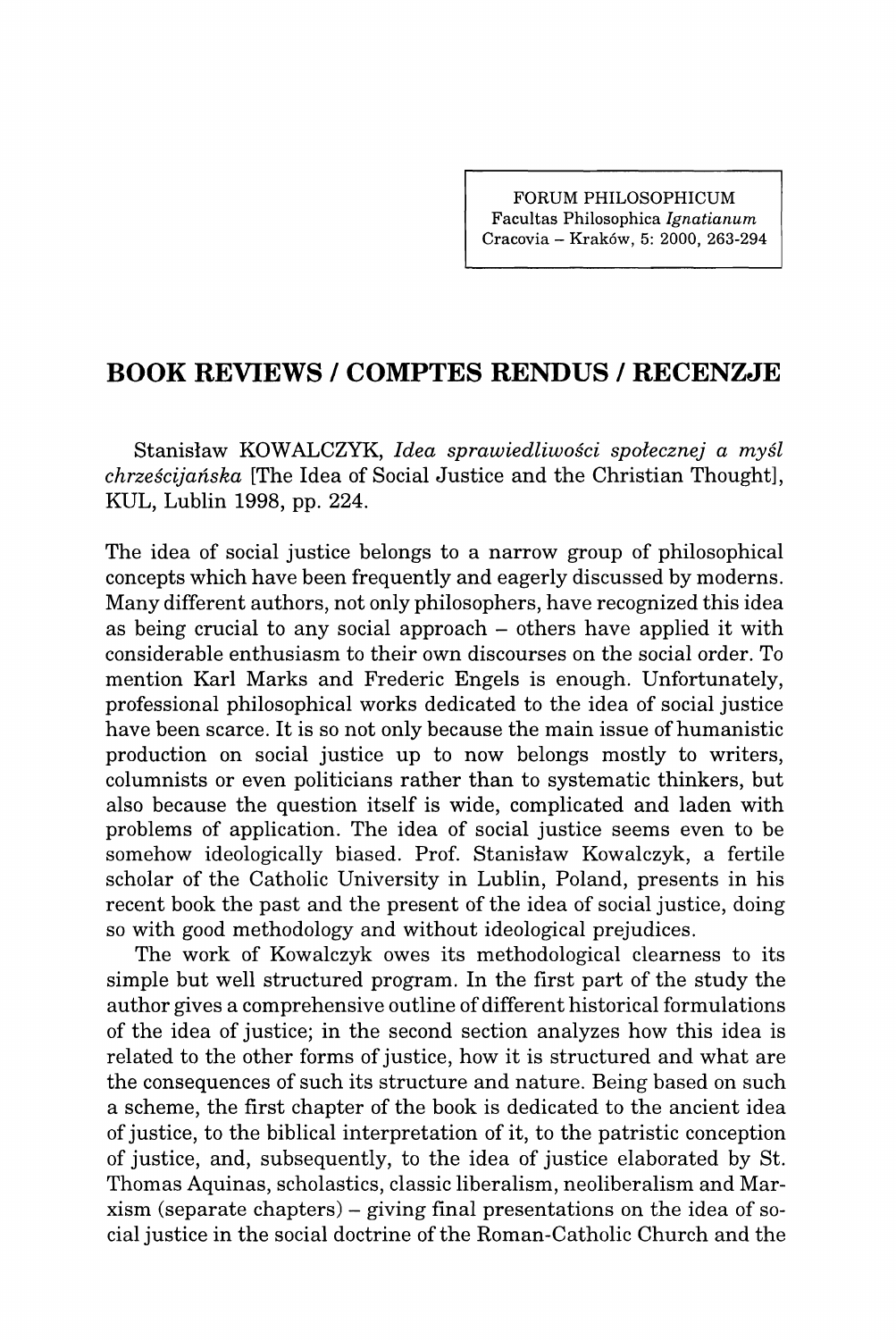# BOOK REVIEWS / COMPTES RENDUS / RECENZJE

Stanisław KOWALCZYK, *Idea sprawiedliwości społecznej a myśl chrześcijańska* [The Idea of Social Justice and the Christian Thought], KUL, Lublin 1998, pp. 224.

The idea of social justice belongs to a narrow group of philosophical concepts which have been frequently and eagerly discussed by moderns. Many different authors, not only philosophers, have recognized this idea as being crucial to any social approach – others have applied it with considerable enthusiasm to their own discourses on the social order. To mention Karl Marks and Frederic Engels is enough. Unfortunately, professional philosophical works dedicated to the idea of social justice have been scarce. It is so not only because the main issue of humanistic production on social justice up to now belongs mostly to writers, columnists or even politicians rather than to systematic thinkers, but also because the question itself is wide, complicated and laden with problems of application. The idea of social justice seems even to be somehow ideologically biased. Prof. Stanisław Kowalczyk, a fertile scholar of the Catholic University in Lublin, Poland, presents in his recent book the past and the present of the idea of social justice, doing so with good methodology and without ideological prejudices.

The work of Kowalczyk owes its methodological clearness to its simple but well structured program. In the first part of the study the author gives a comprehensive outline of different historical formulations of the idea of justice; in the second section analyzes how this idea is related to the other forms of justice, how it is structured and what are the consequences of such its structure and nature. Being based on such a scheme, the first chapter of the book is dedicated to the ancient idea of justice, to the biblical interpretation of it, to the patristic conception of justice, and, subsequently, to the idea of justice elaborated by St. Thomas Aquinas, scholastics, classic liberalism, neoliberalism and Marxism (separate chapters) – giving final presentations on the idea of social justice in the social doctrine of the Roman-Catholic Church and the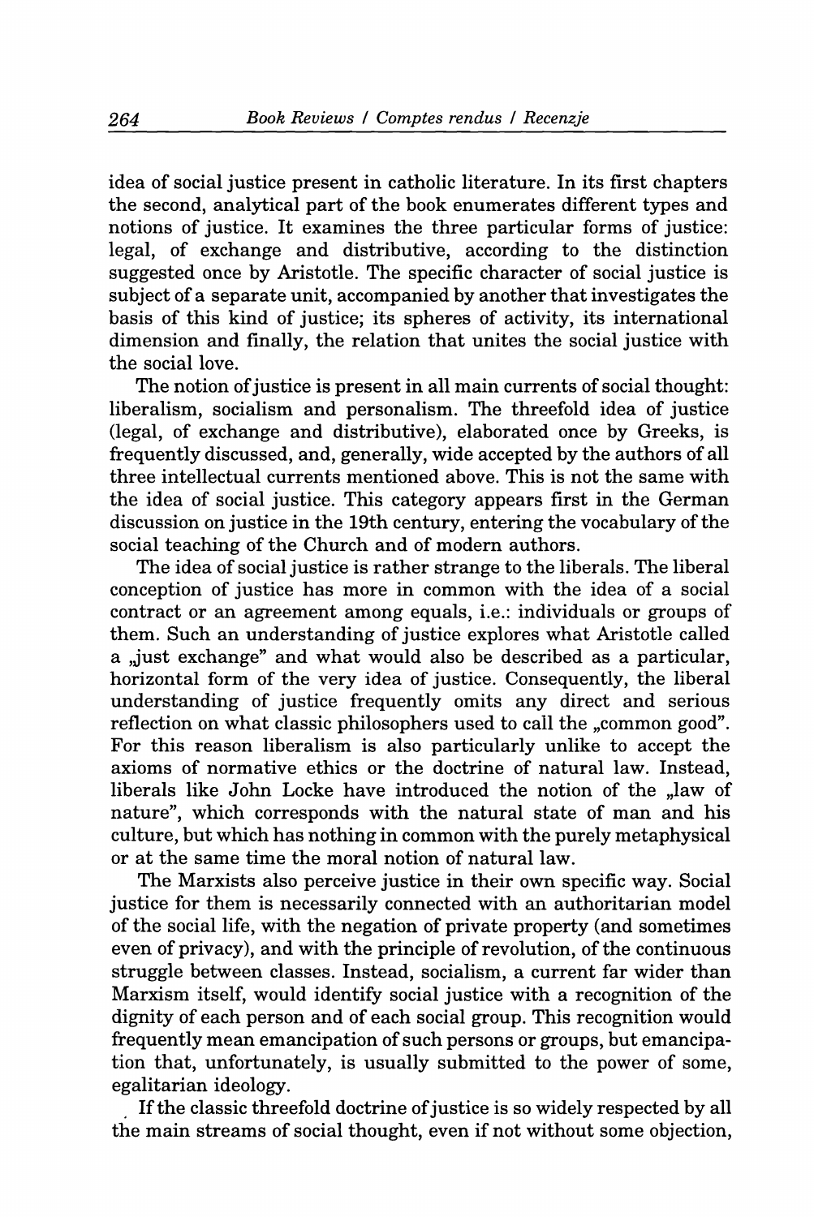idea of social justice present in catholic literature. In its first chapters the second, analytical part of the book enumerates different types and notions of justice. It examines the three particular forms of justice: legal, of exchange and distributive, according to the distinction suggested once by Aristotle. The specific character of social justice is subject of a separate unit, accompanied by another that investigates the basis of this kind of justice; its spheres of activity, its international dimension and finally, the relation that unites the social justice with the social love.

The notion of justice is present in all main currents of social thought: liberalism, socialism and personalism. The threefold idea of justice (legal, of exchange and distributive), elaborated once by Greeks, is frequently discussed, and, generally, wide accepted by the authors of all three intellectual currents mentioned above. This is not the same with the idea of social justice. This category appears first in the German discussion on justice in the 19th century, entering the vocabulary of the social teaching of the Church and of modern authors.

The idea of social justice is rather strange to the liberals. The liberal conception of justice has more in common with the idea of a social contract or an agreement among equals, i.e.: individuals or groups of them. Such an understanding of justice explores what Aristotle called a „just exchange" and what would also be described as a particular, horizontal form of the very idea of justice. Consequently, the liberal understanding of justice frequently omits any direct and serious reflection on what classic philosophers used to call the „common good". For this reason liberalism is also particularly unlike to accept the axioms of normative ethics or the doctrine of natural law. Instead, liberals like John Locke have introduced the notion of the „law of nature", which corresponds with the natural state of man and his culture, but which has nothing in common with the purely metaphysical or at the same time the moral notion of natural law.

The Marxists also perceive justice in their own specific way. Social justice for them is necessarily connected with an authoritarian model of the social life, with the negation of private property (and sometimes even of privacy), and with the principle of revolution, of the continuous struggle between classes. Instead, socialism, a current far wider than Marxism itself, would identify social justice with a recognition of the dignity of each person and of each social group. This recognition would frequently mean emancipation of such persons or groups, but emancipation that, unfortunately, is usually submitted to the power of some, egalitarian ideology.

If the classic threefold doctrine of justice is so widely respected by all the main streams of social thought, even if not without some objection,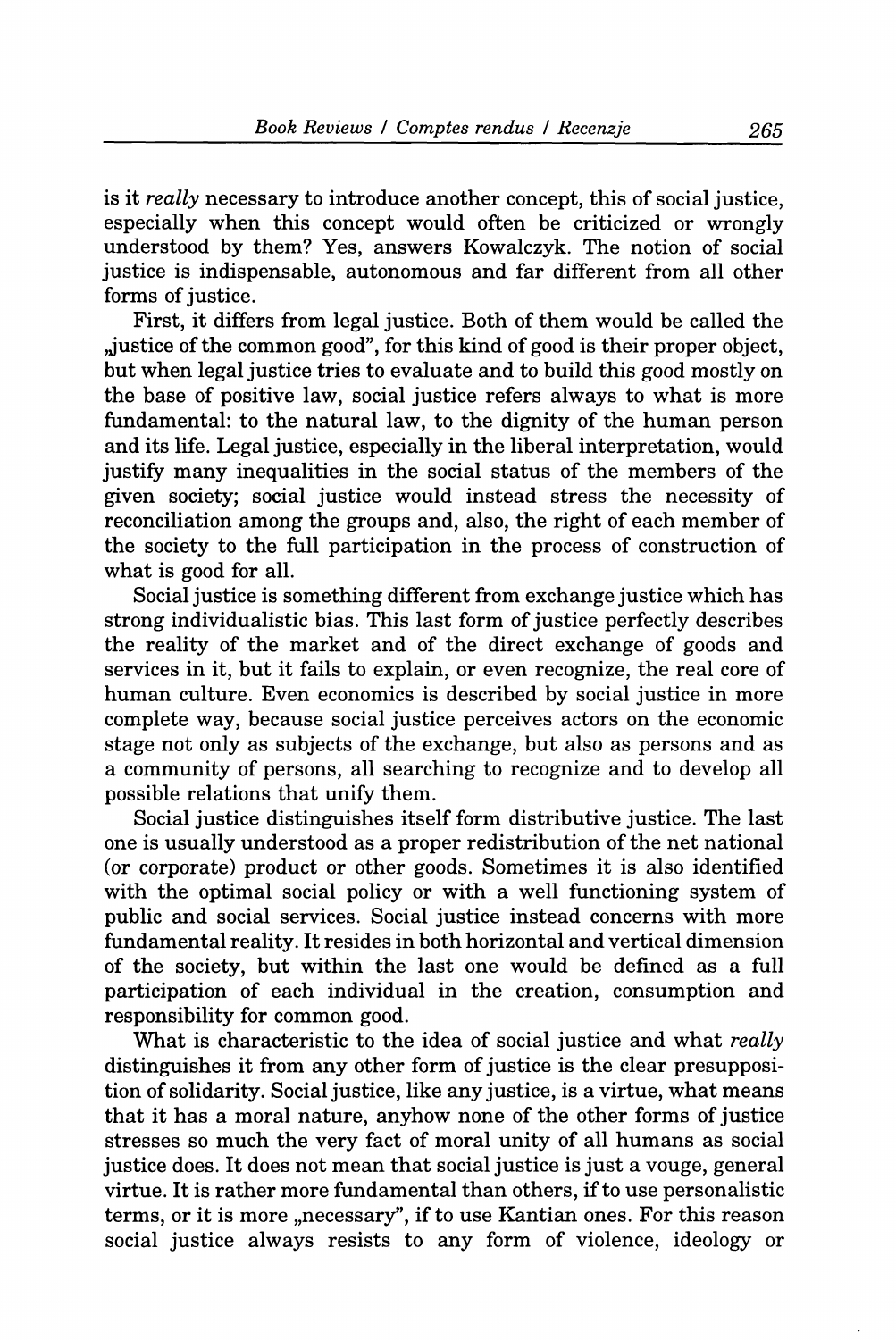is it *really* necessary to introduce another concept, this of social justice, especially when this concept would often be criticized or wrongly understood by them? Yes, answers Kowalczyk. The notion of social justice is indispensable, autonomous and far different from all other forms of justice.

First, it differs from legal justice. Both of them would be called the „justice of the common good", for this kind of good is their proper object, but when legal justice tries to evaluate and to build this good mostly on the base of positive law, social justice refers always to what is more fundamental: to the natural law, to the dignity of the human person and its life. Legal justice, especially in the liberal interpretation, would justify many inequalities in the social status of the members of the given society; social justice would instead stress the necessity of reconciliation among the groups and, also, the right of each member of the society to the full participation in the process of construction of what is good for all.

Social justice is something different from exchange justice which has strong individualistic bias. This last form of justice perfectly describes the reality of the market and of the direct exchange of goods and services in it, but it fails to explain, or even recognize, the real core of human culture. Even economics is described by social justice in more complete way, because social justice perceives actors on the economic stage not only as subjects of the exchange, but also as persons and as a community of persons, all searching to recognize and to develop all possible relations that unify them.

Social justice distinguishes itself form distributive justice. The last one is usually understood as a proper redistribution of the net national (or corporate) product or other goods. Sometimes it is also identified with the optimal social policy or with a well functioning system of public and social services. Social justice instead concerns with more fundamental reality. It resides in both horizontal and vertical dimension of the society, but within the last one would be defined as a full participation of each individual in the creation, consumption and responsibility for common good.

What is characteristic to the idea of social justice and what *really* distinguishes it from any other form of justice is the clear presupposition of solidarity. Social justice, like any justice, is a virtue, what means that it has a moral nature, anyhow none of the other forms of justice stresses so much the very fact of moral unity of all humans as social justice does. It does not mean that social justice is just a vouge, general virtue. It is rather more fundamental than others, if to use personalistic terms, or it is more „necessary", if to use Kantian ones. For this reason social justice always resists to any form of violence, ideology or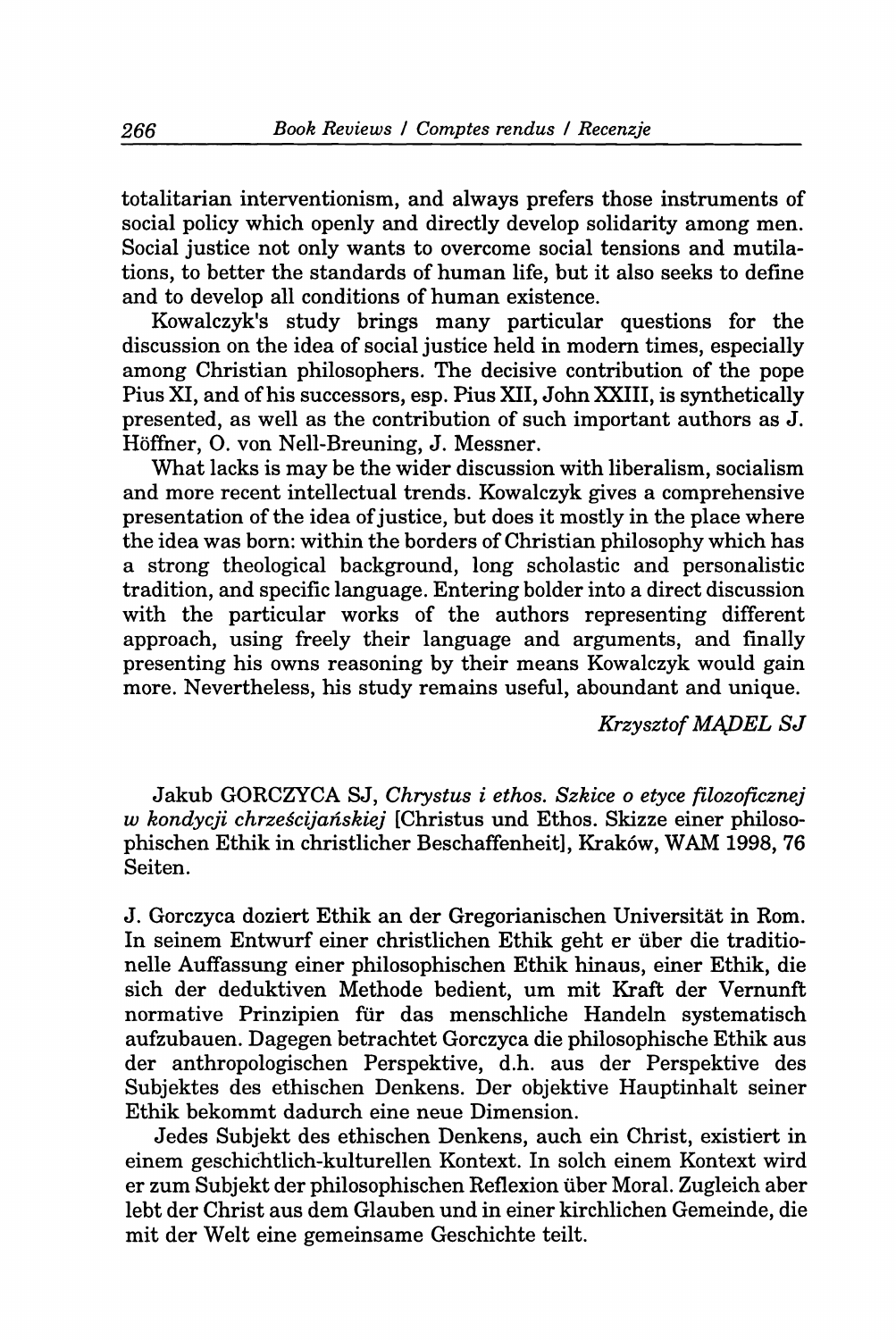totalitarian interventionism, and always prefers those instruments of social policy which openly and directly develop solidarity among men. Social justice not only wants to overcome social tensions and mutilations, to better the standards of human life, but it also seeks to define and to develop all conditions of human existence.

Kowalczyk's study brings many particular questions for the discussion on the idea of social justice held in modern times, especially among Christian philosophers. The decisive contribution of the pope Pius XI, and of his successors, esp. Pius XII, John XXIII, is synthetically presented, as well as the contribution of such important authors as J. Höffner, O. von Nell-Breuning, J. Messner.

What lacks is may be the wider discussion with liberalism, socialism and more recent intellectual trends. Kowalczyk gives a comprehensive presentation of the idea of justice, but does it mostly in the place where the idea was born: within the borders of Christian philosophy which has a strong theological background, long scholastic and personalistic tradition, and specific language. Entering bolder into a direct discussion with the particular works of the authors representing different approach, using freely their language and arguments, and finally presenting his owns reasoning by their means Kowalczyk would gain more. Nevertheless, his study remains useful, aboundant and unique.

*Krzysztof MĄDEL SJ*

Jakub GORCZYCA SJ, *Chrystus i ethos. Szkice o etyce filozoficznej w kondycji chrześcijańskiej* [Christus und Ethos. Skizze einer philosophischen Ethik in christlicher Beschaffenheit], Kraków, WAM 1998, 76 Seiten.

J. Gorczyca doziert Ethik an der Gregorianischen Universität in Rom. In seinem Entwurf einer christlichen Ethik geht er über die traditionelle Auffassung einer philosophischen Ethik hinaus, einer Ethik, die sich der deduktiven Methode bedient, um mit Kraft der Vernunft normative Prinzipien für das menschliche Handeln systematisch aufzubauen. Dagegen betrachtet Gorczyca die philosophische Ethik aus der anthropologischen Perspektive, d.h. aus der Perspektive des Subjektes des ethischen Denkens. Der objektive Hauptinhalt seiner Ethik bekommt dadurch eine neue Dimension.

Jedes Subjekt des ethischen Denkens, auch ein Christ, existiert in einem geschichtlich-kulturellen Kontext. In solch einem Kontext wird er zum Subjekt der philosophischen Reflexion über Moral. Zugleich aber lebt der Christ aus dem Glauben und in einer kirchlichen Gemeinde, die mit der Welt eine gemeinsame Geschichte teilt.